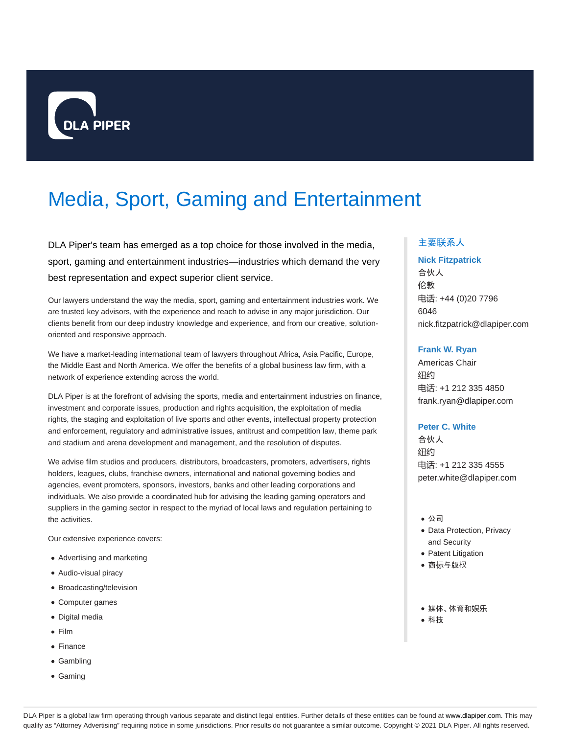DLA PIPER

# Media, Sport, Gaming and Entertainment

DLA Piper's team has emerged as a top choice for those involved in the media, sport, gaming and entertainment industries—industries which demand the very best representation and expect superior client service.

Our lawyers understand the way the media, sport, gaming and entertainment industries work. We are trusted key advisors, with the experience and reach to advise in any major jurisdiction. Our clients benefit from our deep industry knowledge and experience, and from our creative, solution-oriented and responsive approach.

We have a market-leading international team of lawyers throughout Africa, Asia Pacific, Europe, the Middle East and North America. We offer the benefits of a global business law firm, with a network of experience extending across the world.

DLA Piper is at the forefront of advising the sports, media and entertainment industries on finance, investment and corporate issues, production and rights acquisition, the exploitation of media rights, the staging and exploitation of live sports and other events, intellectual property protection and enforcement, regulatory and administrative issues, antitrust and competition law, theme park and stadium and arena development and management, and the resolution of disputes.

We advise film studios and producers, distributors, broadcasters, promoters, advertisers, rights holders, leagues, clubs, franchise owners, international and national governing bodies and agencies, event promoters, sponsors, investors, banks and other leading corporations and individuals. We also provide a coordinated hub for advising the leading gaming operators and suppliers in the gaming sector in respect to the myriad of local laws and regulation pertaining to the activities.

Our extensive experience covers:

- Advertising and marketing
- Audio-visual piracy
- Broadcasting/television
- Computer games
- Digital media
- Film
- Finance
- Gambling
- Gaming

## 主要联系人

**Nick Fitzpatrick**
合伙人
伦敦
电话: +44 (0)20 7796 6046
nick.fitzpatrick@dlapiper.com

**Frank W. Ryan**
Americas Chair
纽约
电话: +1 212 335 4850
frank.ryan@dlapiper.com

**Peter C. White**
合伙人
纽约
电话: +1 212 335 4555
peter.white@dlapiper.com

- 公司
- Data Protection, Privacy and Security
- Patent Litigation
- 商标与版权

- 媒体、体育和娱乐
- 科技

DLA Piper is a global law firm operating through various separate and distinct legal entities. Further details of these entities can be found at www.dlapiper.com. This may qualify as "Attorney Advertising" requiring notice in some jurisdictions. Prior results do not guarantee a similar outcome. Copyright © 2021 DLA Piper. All rights reserved.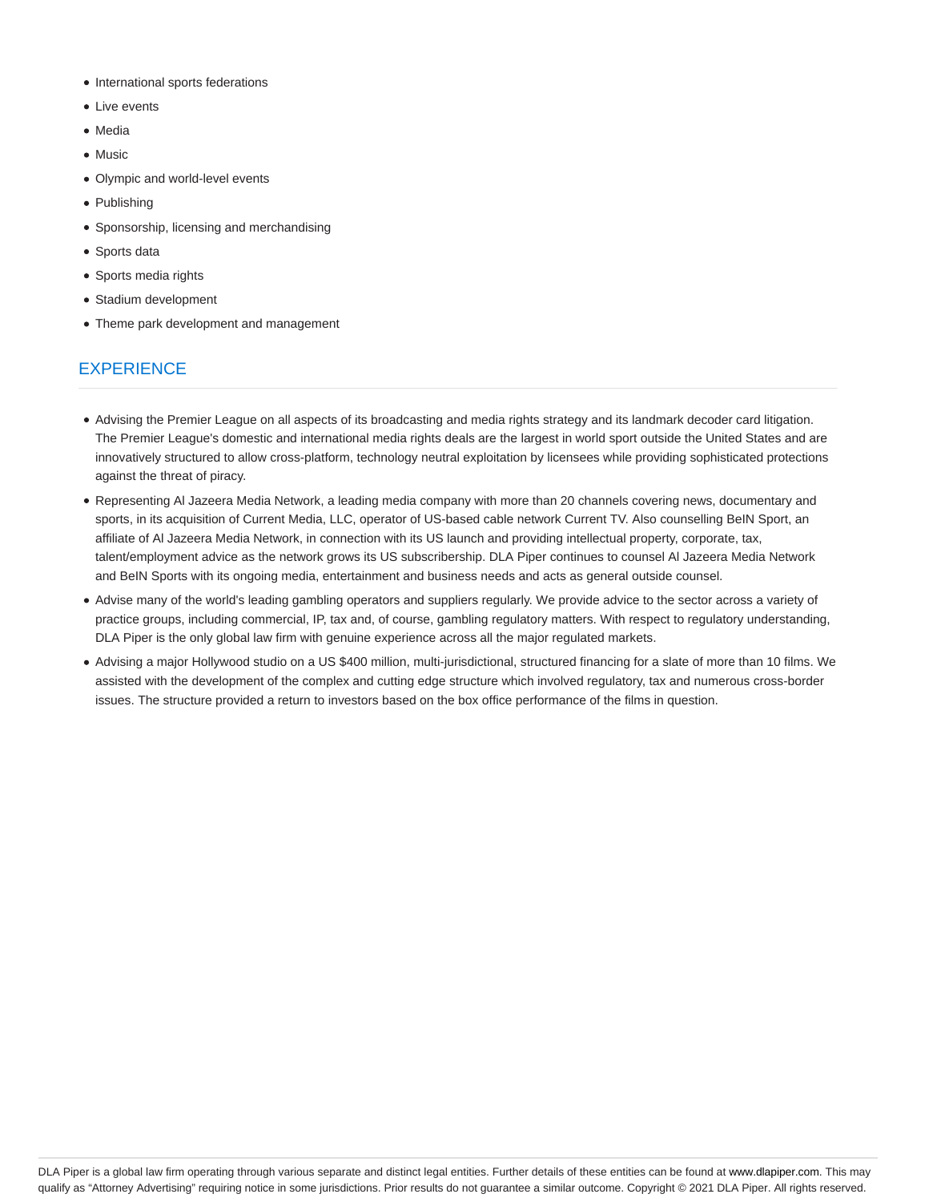- International sports federations
- Live events
- Media
- Music
- Olympic and world-level events
- Publishing
- Sponsorship, licensing and merchandising
- Sports data
- Sports media rights
- Stadium development
- Theme park development and management

## EXPERIENCE

- Advising the Premier League on all aspects of its broadcasting and media rights strategy and its landmark decoder card litigation. The Premier League's domestic and international media rights deals are the largest in world sport outside the United States and are innovatively structured to allow cross-platform, technology neutral exploitation by licensees while providing sophisticated protections against the threat of piracy.
- Representing Al Jazeera Media Network, a leading media company with more than 20 channels covering news, documentary and sports, in its acquisition of Current Media, LLC, operator of US-based cable network Current TV. Also counselling BeIN Sport, an affiliate of Al Jazeera Media Network, in connection with its US launch and providing intellectual property, corporate, tax, talent/employment advice as the network grows its US subscribership. DLA Piper continues to counsel Al Jazeera Media Network and BeIN Sports with its ongoing media, entertainment and business needs and acts as general outside counsel.
- Advise many of the world's leading gambling operators and suppliers regularly. We provide advice to the sector across a variety of practice groups, including commercial, IP, tax and, of course, gambling regulatory matters. With respect to regulatory understanding, DLA Piper is the only global law firm with genuine experience across all the major regulated markets.
- Advising a major Hollywood studio on a US $400 million, multi-jurisdictional, structured financing for a slate of more than 10 films. We assisted with the development of the complex and cutting edge structure which involved regulatory, tax and numerous cross-border issues. The structure provided a return to investors based on the box office performance of the films in question.

DLA Piper is a global law firm operating through various separate and distinct legal entities. Further details of these entities can be found at www.dlapiper.com. This may qualify as "Attorney Advertising" requiring notice in some jurisdictions. Prior results do not guarantee a similar outcome. Copyright © 2021 DLA Piper. All rights reserved.